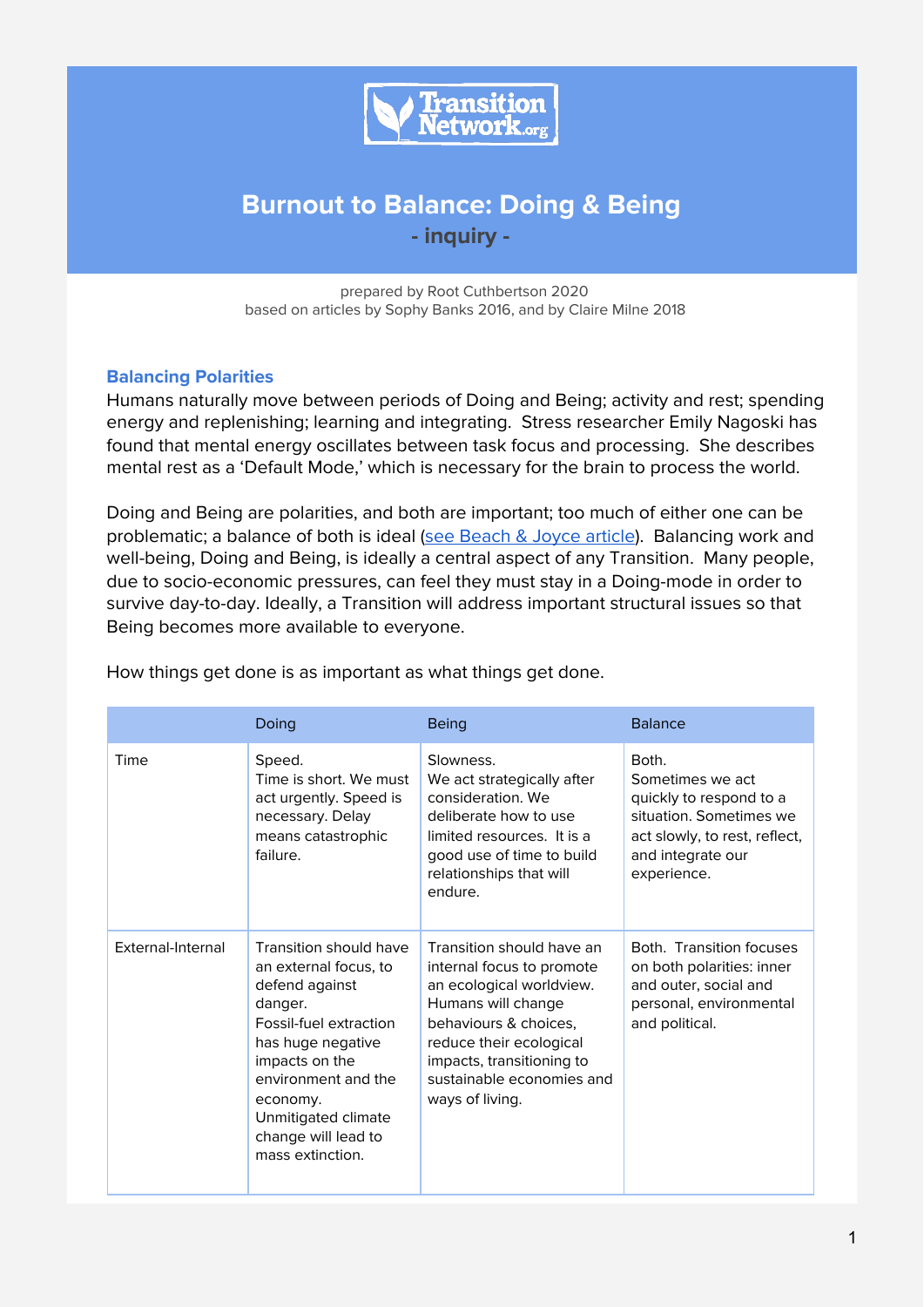Transition Network.org

# Burnout to Balance: Doing & Being

## - inquiry -

prepared by Root Cuthbertson 2020
based on articles by Sophy Banks 2016, and by Claire Milne 2018

### Balancing Polarities

Humans naturally move between periods of Doing and Being; activity and rest; spending energy and replenishing; learning and integrating. Stress researcher Emily Nagoski has found that mental energy oscillates between task focus and processing. She describes mental rest as a 'Default Mode,' which is necessary for the brain to process the world.

Doing and Being are polarities, and both are important; too much of either one can be problematic; a balance of both is ideal (see Beach & Joyce article). Balancing work and well-being, Doing and Being, is ideally a central aspect of any Transition. Many people, due to socio-economic pressures, can feel they must stay in a Doing-mode in order to survive day-to-day. Ideally, a Transition will address important structural issues so that Being becomes more available to everyone.

How things get done is as important as what things get done.

| | Doing | Being | Balance |
|---|---|---|---|
| Time | Speed.<br>Time is short. We must act urgently. Speed is necessary. Delay means catastrophic failure. | Slowness.<br>We act strategically after consideration. We deliberate how to use limited resources. It is a good use of time to build relationships that will endure. | Both.<br>Sometimes we act quickly to respond to a situation. Sometimes we act slowly, to rest, reflect, and integrate our experience. |
| External-Internal | Transition should have an external focus, to defend against danger.<br>Fossil-fuel extraction has huge negative impacts on the environment and the economy.<br>Unmitigated climate change will lead to mass extinction. | Transition should have an internal focus to promote an ecological worldview. Humans will change behaviours & choices, reduce their ecological impacts, transitioning to sustainable economies and ways of living. | Both. Transition focuses on both polarities: inner and outer, social and personal, environmental and political. |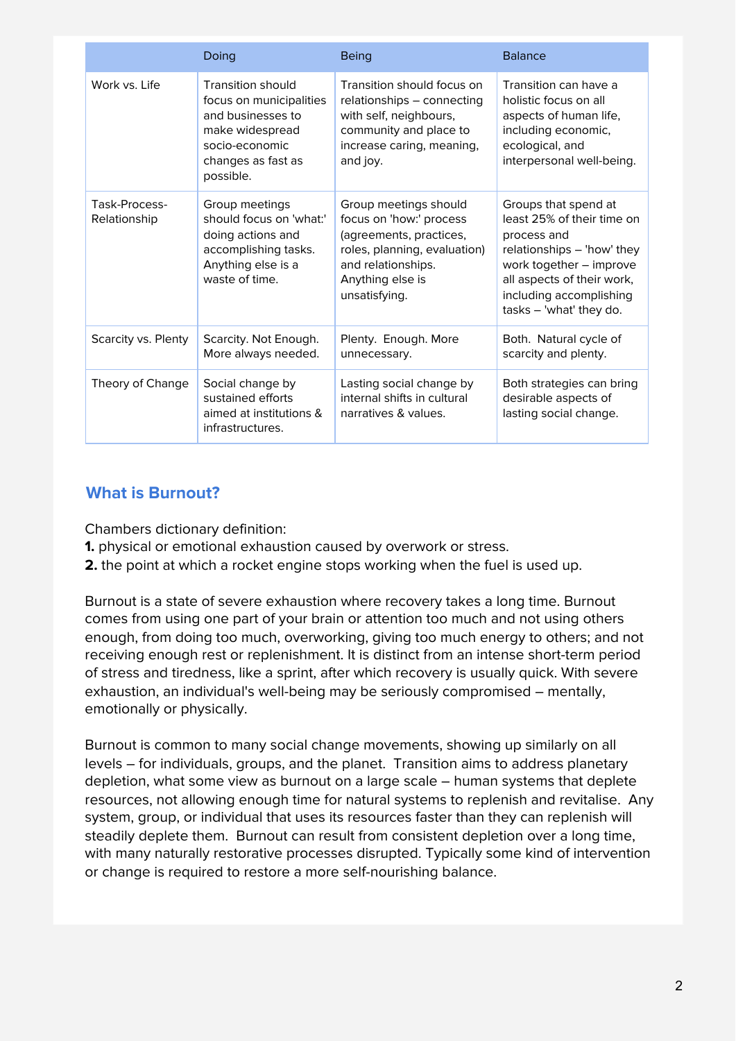| | Doing | Being | Balance |
|---|---|---|---|
| Work vs. Life | Transition should focus on municipalities and businesses to make widespread socio-economic changes as fast as possible. | Transition should focus on relationships – connecting with self, neighbours, community and place to increase caring, meaning, and joy. | Transition can have a holistic focus on all aspects of human life, including economic, ecological, and interpersonal well-being. |
| Task-Process-Relationship | Group meetings should focus on 'what:' doing actions and accomplishing tasks. Anything else is a waste of time. | Group meetings should focus on 'how:' process (agreements, practices, roles, planning, evaluation) and relationships. Anything else is unsatisfying. | Groups that spend at least 25% of their time on process and relationships – 'how' they work together – improve all aspects of their work, including accomplishing tasks – 'what' they do. |
| Scarcity vs. Plenty | Scarcity. Not Enough. More always needed. | Plenty. Enough. More unnecessary. | Both. Natural cycle of scarcity and plenty. |
| Theory of Change | Social change by sustained efforts aimed at institutions & infrastructures. | Lasting social change by internal shifts in cultural narratives & values. | Both strategies can bring desirable aspects of lasting social change. |

## What is Burnout?

Chambers dictionary definition:
**1.** physical or emotional exhaustion caused by overwork or stress.
**2.** the point at which a rocket engine stops working when the fuel is used up.

Burnout is a state of severe exhaustion where recovery takes a long time. Burnout comes from using one part of your brain or attention too much and not using others enough, from doing too much, overworking, giving too much energy to others; and not receiving enough rest or replenishment. It is distinct from an intense short-term period of stress and tiredness, like a sprint, after which recovery is usually quick. With severe exhaustion, an individual's well-being may be seriously compromised – mentally, emotionally or physically.

Burnout is common to many social change movements, showing up similarly on all levels – for individuals, groups, and the planet. Transition aims to address planetary depletion, what some view as burnout on a large scale – human systems that deplete resources, not allowing enough time for natural systems to replenish and revitalise. Any system, group, or individual that uses its resources faster than they can replenish will steadily deplete them. Burnout can result from consistent depletion over a long time, with many naturally restorative processes disrupted. Typically some kind of intervention or change is required to restore a more self-nourishing balance.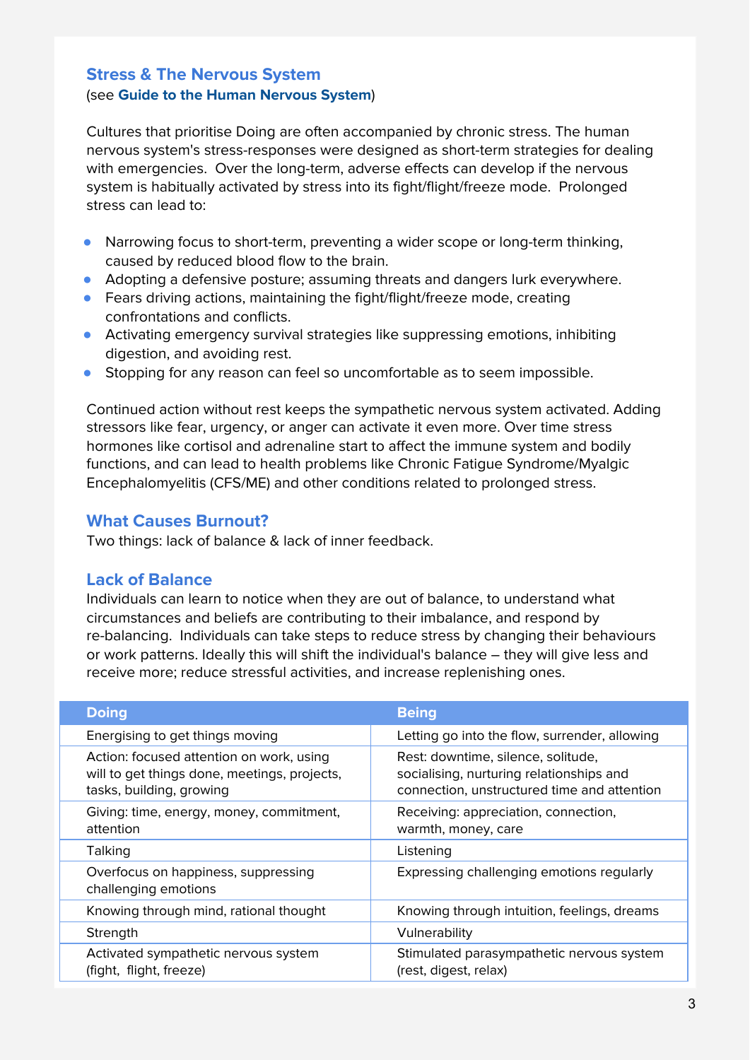## Stress & The Nervous System

(see **Guide to the Human Nervous System**)

Cultures that prioritise Doing are often accompanied by chronic stress. The human nervous system's stress-responses were designed as short-term strategies for dealing with emergencies. Over the long-term, adverse effects can develop if the nervous system is habitually activated by stress into its fight/flight/freeze mode. Prolonged stress can lead to:

- Narrowing focus to short-term, preventing a wider scope or long-term thinking, caused by reduced blood flow to the brain.
- Adopting a defensive posture; assuming threats and dangers lurk everywhere.
- Fears driving actions, maintaining the fight/flight/freeze mode, creating confrontations and conflicts.
- Activating emergency survival strategies like suppressing emotions, inhibiting digestion, and avoiding rest.
- Stopping for any reason can feel so uncomfortable as to seem impossible.

Continued action without rest keeps the sympathetic nervous system activated. Adding stressors like fear, urgency, or anger can activate it even more. Over time stress hormones like cortisol and adrenaline start to affect the immune system and bodily functions, and can lead to health problems like Chronic Fatigue Syndrome/Myalgic Encephalomyelitis (CFS/ME) and other conditions related to prolonged stress.

## What Causes Burnout?

Two things: lack of balance & lack of inner feedback.

## Lack of Balance

Individuals can learn to notice when they are out of balance, to understand what circumstances and beliefs are contributing to their imbalance, and respond by re-balancing. Individuals can take steps to reduce stress by changing their behaviours or work patterns. Ideally this will shift the individual's balance – they will give less and receive more; reduce stressful activities, and increase replenishing ones.

| Doing | Being |
| --- | --- |
| Energising to get things moving | Letting go into the flow, surrender, allowing |
| Action: focused attention on work, using will to get things done, meetings, projects, tasks, building, growing | Rest: downtime, silence, solitude, socialising, nurturing relationships and connection, unstructured time and attention |
| Giving: time, energy, money, commitment, attention | Receiving: appreciation, connection, warmth, money, care |
| Talking | Listening |
| Overfocus on happiness, suppressing challenging emotions | Expressing challenging emotions regularly |
| Knowing through mind, rational thought | Knowing through intuition, feelings, dreams |
| Strength | Vulnerability |
| Activated sympathetic nervous system (fight, flight, freeze) | Stimulated parasympathetic nervous system (rest, digest, relax) |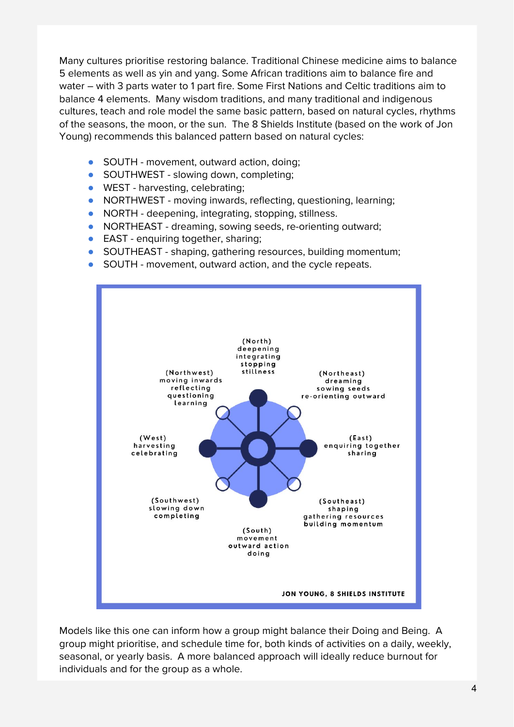Many cultures prioritise restoring balance. Traditional Chinese medicine aims to balance 5 elements as well as yin and yang. Some African traditions aim to balance fire and water – with 3 parts water to 1 part fire. Some First Nations and Celtic traditions aim to balance 4 elements. Many wisdom traditions, and many traditional and indigenous cultures, teach and role model the same basic pattern, based on natural cycles, rhythms of the seasons, the moon, or the sun. The 8 Shields Institute (based on the work of Jon Young) recommends this balanced pattern based on natural cycles:

- SOUTH - movement, outward action, doing;
- SOUTHWEST - slowing down, completing;
- WEST - harvesting, celebrating;
- NORTHWEST - moving inwards, reflecting, questioning, learning;
- NORTH - deepening, integrating, stopping, stillness.
- NORTHEAST - dreaming, sowing seeds, re-orienting outward;
- EAST - enquiring together, sharing;
- SOUTHEAST - shaping, gathering resources, building momentum;
- SOUTH - movement, outward action, and the cycle repeats.

(North) deepening integrating stopping stillness

(Northwest) moving inwards reflecting questioning learning

(Northeast) dreaming sowing seeds re-orienting outward

(West) harvesting celebrating

(East) enquiring together sharing

(Southwest) slowing down completing

(Southeast) shaping gathering resources building momentum

(South) movement outward action doing

JON YOUNG, 8 SHIELDS INSTITUTE

Models like this one can inform how a group might balance their Doing and Being. A group might prioritise, and schedule time for, both kinds of activities on a daily, weekly, seasonal, or yearly basis. A more balanced approach will ideally reduce burnout for individuals and for the group as a whole.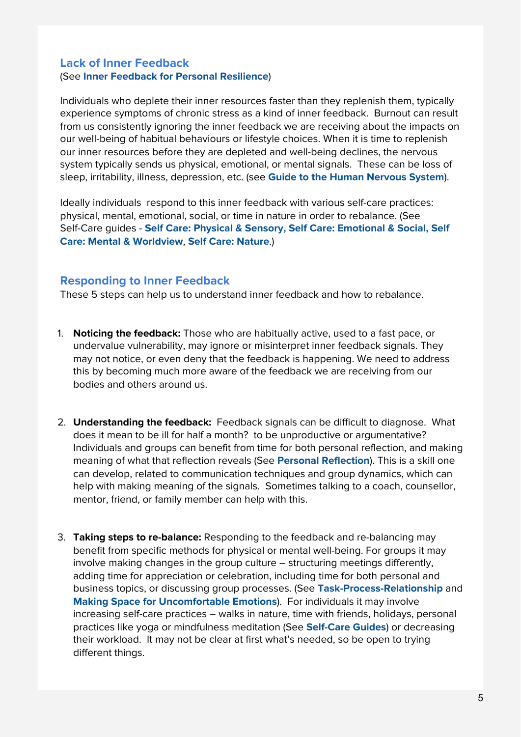## Lack of Inner Feedback

(See **Inner Feedback for Personal Resilience**)

Individuals who deplete their inner resources faster than they replenish them, typically experience symptoms of chronic stress as a kind of inner feedback. Burnout can result from us consistently ignoring the inner feedback we are receiving about the impacts on our well-being of habitual behaviours or lifestyle choices. When it is time to replenish our inner resources before they are depleted and well-being declines, the nervous system typically sends us physical, emotional, or mental signals. These can be loss of sleep, irritability, illness, depression, etc. (see **Guide to the Human Nervous System**).

Ideally individuals respond to this inner feedback with various self-care practices: physical, mental, emotional, social, or time in nature in order to rebalance. (See Self-Care guides - **Self Care: Physical & Sensory, Self Care: Emotional & Social, Self Care: Mental & Worldview**, **Self Care: Nature**.)

## Responding to Inner Feedback

These 5 steps can help us to understand inner feedback and how to rebalance.

1. **Noticing the feedback:** Those who are habitually active, used to a fast pace, or undervalue vulnerability, may ignore or misinterpret inner feedback signals. They may not notice, or even deny that the feedback is happening. We need to address this by becoming much more aware of the feedback we are receiving from our bodies and others around us.

2. **Understanding the feedback:** Feedback signals can be difficult to diagnose. What does it mean to be ill for half a month? to be unproductive or argumentative? Individuals and groups can benefit from time for both personal reflection, and making meaning of what that reflection reveals (See **Personal Reflection**). This is a skill one can develop, related to communication techniques and group dynamics, which can help with making meaning of the signals. Sometimes talking to a coach, counsellor, mentor, friend, or family member can help with this.

3. **Taking steps to re-balance:** Responding to the feedback and re-balancing may benefit from specific methods for physical or mental well-being. For groups it may involve making changes in the group culture – structuring meetings differently, adding time for appreciation or celebration, including time for both personal and business topics, or discussing group processes. (See **Task-Process-Relationship** and **Making Space for Uncomfortable Emotions**). For individuals it may involve increasing self-care practices – walks in nature, time with friends, holidays, personal practices like yoga or mindfulness meditation (See **Self-Care Guides**) or decreasing their workload. It may not be clear at first what's needed, so be open to trying different things.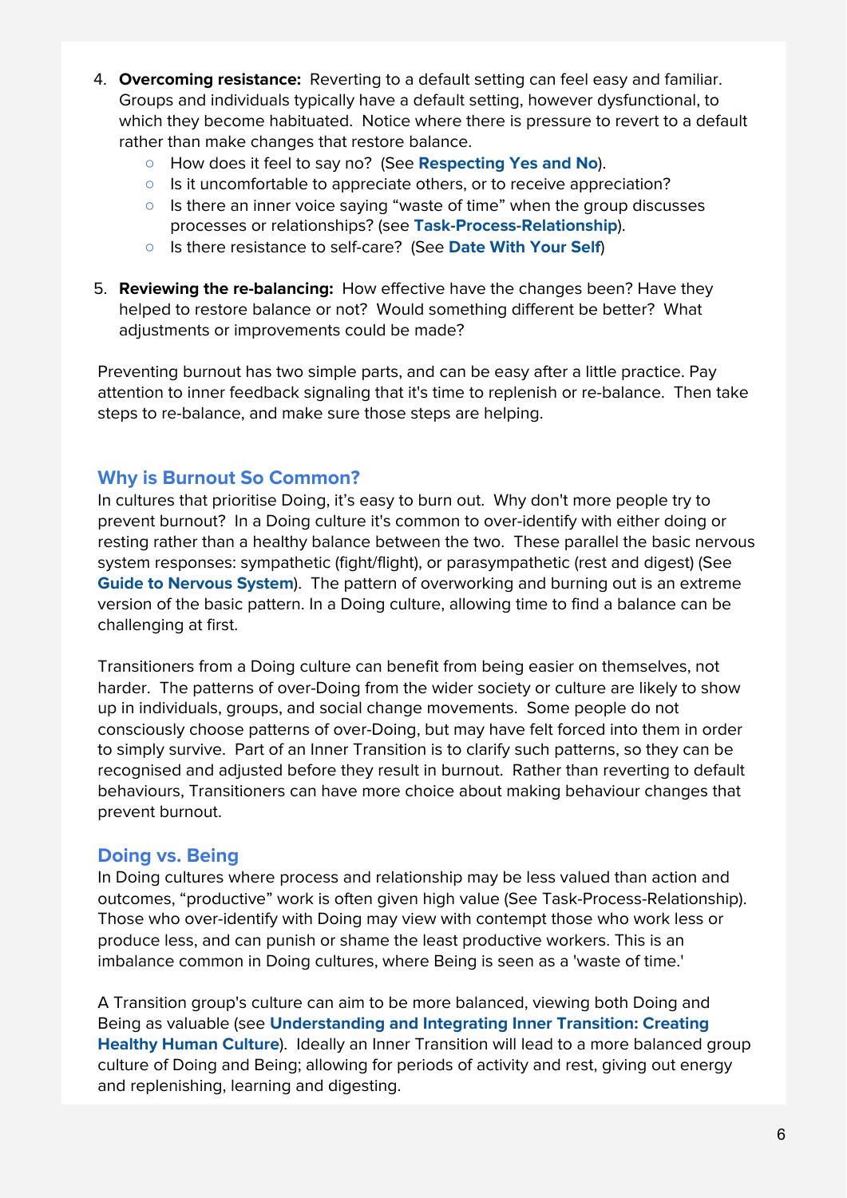4. **Overcoming resistance:** Reverting to a default setting can feel easy and familiar. Groups and individuals typically have a default setting, however dysfunctional, to which they become habituated. Notice where there is pressure to revert to a default rather than make changes that restore balance.
    - How does it feel to say no? (See **Respecting Yes and No**).
    - Is it uncomfortable to appreciate others, or to receive appreciation?
    - Is there an inner voice saying "waste of time" when the group discusses processes or relationships? (see **Task-Process-Relationship**).
    - Is there resistance to self-care? (See **Date With Your Self**)

5. **Reviewing the re-balancing:** How effective have the changes been? Have they helped to restore balance or not? Would something different be better? What adjustments or improvements could be made?

Preventing burnout has two simple parts, and can be easy after a little practice. Pay attention to inner feedback signaling that it's time to replenish or re-balance. Then take steps to re-balance, and make sure those steps are helping.

## Why is Burnout So Common?

In cultures that prioritise Doing, it's easy to burn out. Why don't more people try to prevent burnout? In a Doing culture it's common to over-identify with either doing or resting rather than a healthy balance between the two. These parallel the basic nervous system responses: sympathetic (fight/flight), or parasympathetic (rest and digest) (See **Guide to Nervous System**). The pattern of overworking and burning out is an extreme version of the basic pattern. In a Doing culture, allowing time to find a balance can be challenging at first.

Transitioners from a Doing culture can benefit from being easier on themselves, not harder. The patterns of over-Doing from the wider society or culture are likely to show up in individuals, groups, and social change movements. Some people do not consciously choose patterns of over-Doing, but may have felt forced into them in order to simply survive. Part of an Inner Transition is to clarify such patterns, so they can be recognised and adjusted before they result in burnout. Rather than reverting to default behaviours, Transitioners can have more choice about making behaviour changes that prevent burnout.

## Doing vs. Being

In Doing cultures where process and relationship may be less valued than action and outcomes, "productive" work is often given high value (See Task-Process-Relationship). Those who over-identify with Doing may view with contempt those who work less or produce less, and can punish or shame the least productive workers. This is an imbalance common in Doing cultures, where Being is seen as a 'waste of time.'

A Transition group's culture can aim to be more balanced, viewing both Doing and Being as valuable (see **Understanding and Integrating Inner Transition: Creating Healthy Human Culture**). Ideally an Inner Transition will lead to a more balanced group culture of Doing and Being; allowing for periods of activity and rest, giving out energy and replenishing, learning and digesting.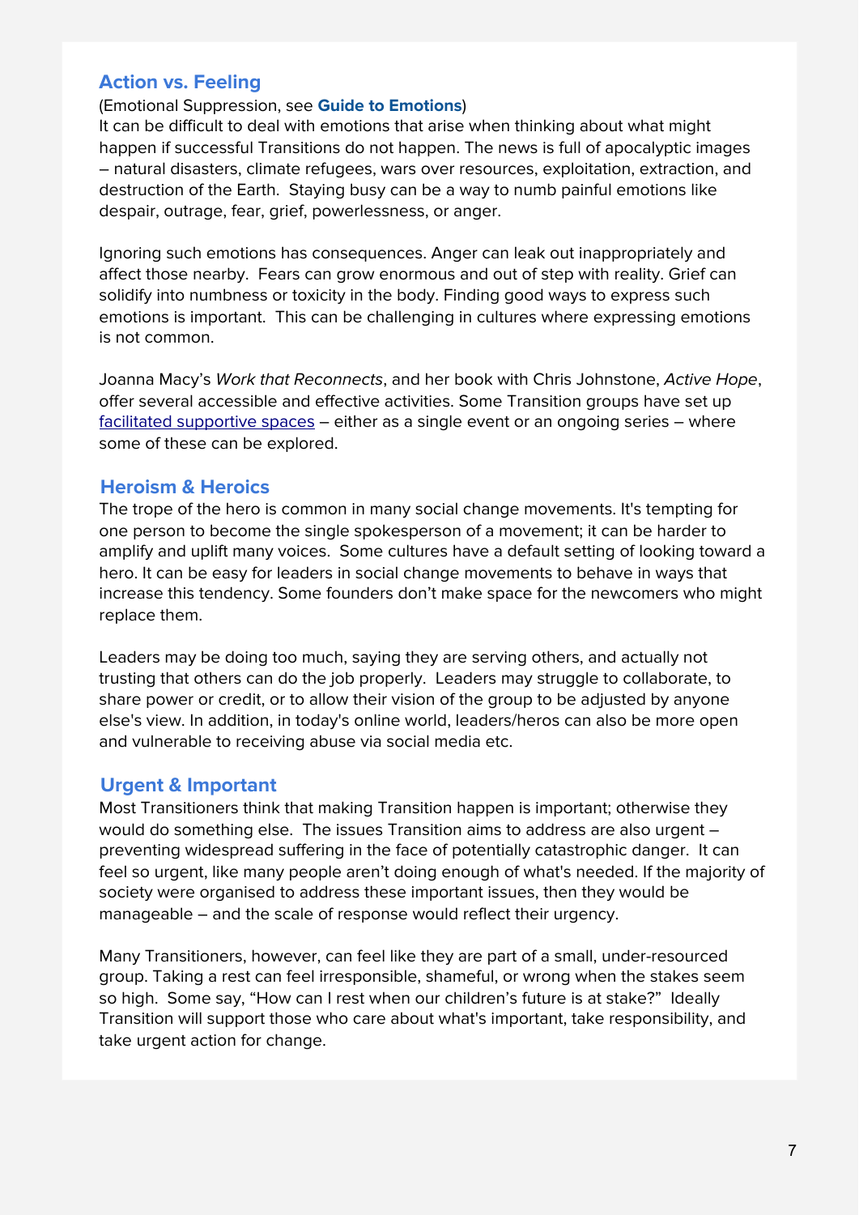## Action vs. Feeling

(Emotional Suppression, see **Guide to Emotions**)
It can be difficult to deal with emotions that arise when thinking about what might happen if successful Transitions do not happen. The news is full of apocalyptic images – natural disasters, climate refugees, wars over resources, exploitation, extraction, and destruction of the Earth. Staying busy can be a way to numb painful emotions like despair, outrage, fear, grief, powerlessness, or anger.

Ignoring such emotions has consequences. Anger can leak out inappropriately and affect those nearby. Fears can grow enormous and out of step with reality. Grief can solidify into numbness or toxicity in the body. Finding good ways to express such emotions is important. This can be challenging in cultures where expressing emotions is not common.

Joanna Macy's *Work that Reconnects*, and her book with Chris Johnstone, *Active Hope*, offer several accessible and effective activities. Some Transition groups have set up facilitated supportive spaces – either as a single event or an ongoing series – where some of these can be explored.

## Heroism & Heroics

The trope of the hero is common in many social change movements. It's tempting for one person to become the single spokesperson of a movement; it can be harder to amplify and uplift many voices. Some cultures have a default setting of looking toward a hero. It can be easy for leaders in social change movements to behave in ways that increase this tendency. Some founders don't make space for the newcomers who might replace them.

Leaders may be doing too much, saying they are serving others, and actually not trusting that others can do the job properly. Leaders may struggle to collaborate, to share power or credit, or to allow their vision of the group to be adjusted by anyone else's view. In addition, in today's online world, leaders/heros can also be more open and vulnerable to receiving abuse via social media etc.

## Urgent & Important

Most Transitioners think that making Transition happen is important; otherwise they would do something else. The issues Transition aims to address are also urgent – preventing widespread suffering in the face of potentially catastrophic danger. It can feel so urgent, like many people aren't doing enough of what's needed. If the majority of society were organised to address these important issues, then they would be manageable – and the scale of response would reflect their urgency.

Many Transitioners, however, can feel like they are part of a small, under-resourced group. Taking a rest can feel irresponsible, shameful, or wrong when the stakes seem so high. Some say, "How can I rest when our children's future is at stake?" Ideally Transition will support those who care about what's important, take responsibility, and take urgent action for change.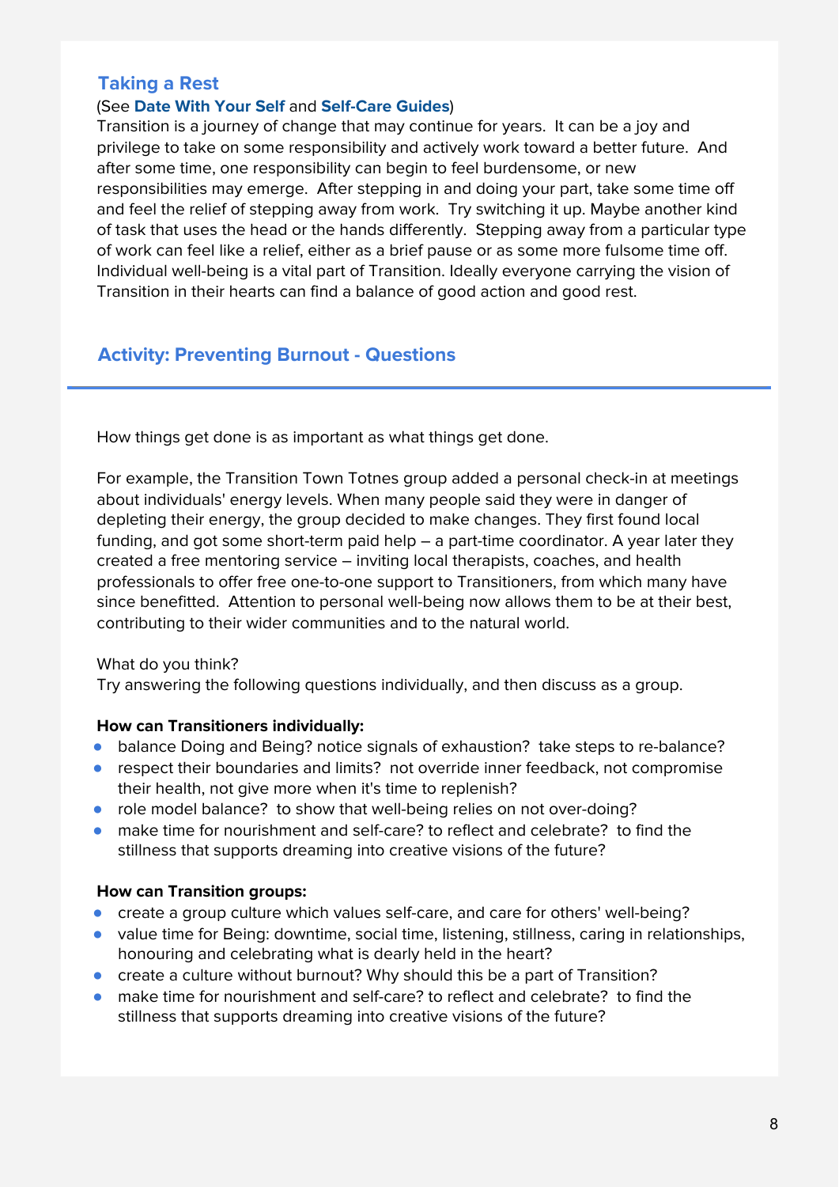### Taking a Rest

(See **Date With Your Self** and **Self-Care Guides**)

Transition is a journey of change that may continue for years. It can be a joy and privilege to take on some responsibility and actively work toward a better future. And after some time, one responsibility can begin to feel burdensome, or new responsibilities may emerge. After stepping in and doing your part, take some time off and feel the relief of stepping away from work. Try switching it up. Maybe another kind of task that uses the head or the hands differently. Stepping away from a particular type of work can feel like a relief, either as a brief pause or as some more fulsome time off. Individual well-being is a vital part of Transition. Ideally everyone carrying the vision of Transition in their hearts can find a balance of good action and good rest.

### Activity: Preventing Burnout - Questions

---

How things get done is as important as what things get done.

For example, the Transition Town Totnes group added a personal check-in at meetings about individuals' energy levels. When many people said they were in danger of depleting their energy, the group decided to make changes. They first found local funding, and got some short-term paid help – a part-time coordinator. A year later they created a free mentoring service – inviting local therapists, coaches, and health professionals to offer free one-to-one support to Transitioners, from which many have since benefitted. Attention to personal well-being now allows them to be at their best, contributing to their wider communities and to the natural world.

What do you think?
Try answering the following questions individually, and then discuss as a group.

**How can Transitioners individually:**

- balance Doing and Being? notice signals of exhaustion? take steps to re-balance?
- respect their boundaries and limits? not override inner feedback, not compromise their health, not give more when it's time to replenish?
- role model balance? to show that well-being relies on not over-doing?
- make time for nourishment and self-care? to reflect and celebrate? to find the stillness that supports dreaming into creative visions of the future?

**How can Transition groups:**

- create a group culture which values self-care, and care for others' well-being?
- value time for Being: downtime, social time, listening, stillness, caring in relationships, honouring and celebrating what is dearly held in the heart?
- create a culture without burnout? Why should this be a part of Transition?
- make time for nourishment and self-care? to reflect and celebrate? to find the stillness that supports dreaming into creative visions of the future?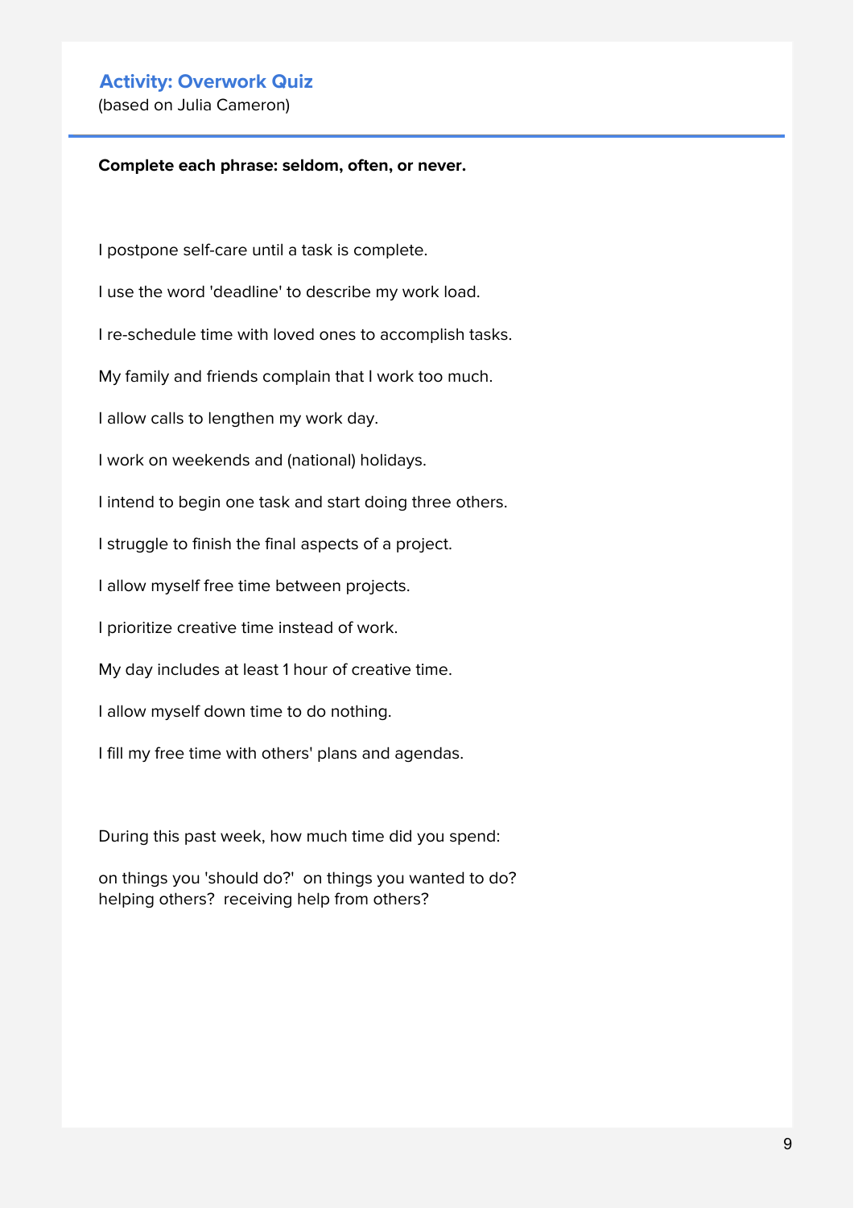## Activity: Overwork Quiz

(based on Julia Cameron)

**Complete each phrase: seldom, often, or never.**

I postpone self-care until a task is complete.

I use the word 'deadline' to describe my work load.

I re-schedule time with loved ones to accomplish tasks.

My family and friends complain that I work too much.

I allow calls to lengthen my work day.

I work on weekends and (national) holidays.

I intend to begin one task and start doing three others.

I struggle to finish the final aspects of a project.

I allow myself free time between projects.

I prioritize creative time instead of work.

My day includes at least 1 hour of creative time.

I allow myself down time to do nothing.

I fill my free time with others' plans and agendas.

During this past week, how much time did you spend:

on things you 'should do?'  on things you wanted to do?
helping others?  receiving help from others?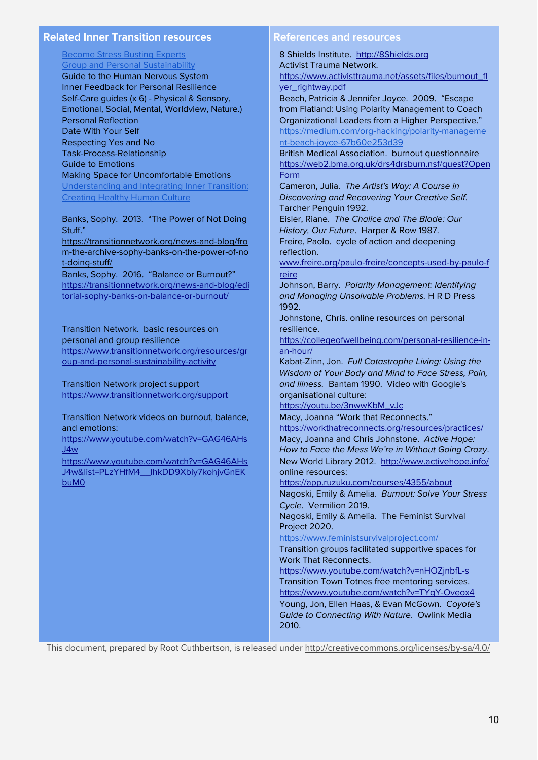## Related Inner Transition resources

Become Stress Busting Experts
Group and Personal Sustainability
Guide to the Human Nervous System
Inner Feedback for Personal Resilience
Self-Care guides (x 6) - Physical & Sensory, Emotional, Social, Mental, Worldview, Nature.)
Personal Reflection
Date With Your Self
Respecting Yes and No
Task-Process-Relationship
Guide to Emotions
Making Space for Uncomfortable Emotions
Understanding and Integrating Inner Transition: Creating Healthy Human Culture

Banks, Sophy. 2013. "The Power of Not Doing Stuff."
https://transitionnetwork.org/news-and-blog/from-the-archive-sophy-banks-on-the-power-of-not-doing-stuff/
Banks, Sophy. 2016. "Balance or Burnout?"
https://transitionnetwork.org/news-and-blog/editorial-sophy-banks-on-balance-or-burnout/

Transition Network. basic resources on personal and group resilience
https://www.transitionnetwork.org/resources/group-and-personal-sustainability-activity

Transition Network project support
https://www.transitionnetwork.org/support

Transition Network videos on burnout, balance, and emotions:
https://www.youtube.com/watch?v=GAG46AHsJ4w
https://www.youtube.com/watch?v=GAG46AHsJ4w&list=PLzYHfM4__lhkDD9Xbiy7kohjvGnEKbuM0

## References and resources

8 Shields Institute. http://8Shields.org
Activist Trauma Network.
https://www.activisttrauma.net/assets/files/burnout_flyer_rightway.pdf
Beach, Patricia & Jennifer Joyce. 2009. "Escape from Flatland: Using Polarity Management to Coach Organizational Leaders from a Higher Perspective."
https://medium.com/org-hacking/polarity-management-beach-joyce-67b60e253d39
British Medical Association. burnout questionnaire
https://web2.bma.org.uk/drs4drsburn.nsf/quest?OpenForm
Cameron, Julia. *The Artist's Way: A Course in Discovering and Recovering Your Creative Self.* Tarcher Penguin 1992.
Eisler, Riane. *The Chalice and The Blade: Our History, Our Future*. Harper & Row 1987.
Freire, Paolo. cycle of action and deepening reflection.
www.freire.org/paulo-freire/concepts-used-by-paulo-freire
Johnson, Barry. *Polarity Management: Identifying and Managing Unsolvable Problems.* H R D Press 1992.
Johnstone, Chris. online resources on personal resilience.
https://collegeofwellbeing.com/personal-resilience-in-an-hour/
Kabat-Zinn, Jon. *Full Catastrophe Living: Using the Wisdom of Your Body and Mind to Face Stress, Pain, and Illness.* Bantam 1990. Video with Google's organisational culture:
https://youtu.be/3nwwKbM_vJc
Macy, Joanna "Work that Reconnects."
https://workthatreconnects.org/resources/practices/
Macy, Joanna and Chris Johnstone. *Active Hope: How to Face the Mess We're in Without Going Crazy*. New World Library 2012. http://www.activehope.info/ online resources:
https://app.ruzuku.com/courses/4355/about
Nagoski, Emily & Amelia. *Burnout: Solve Your Stress Cycle*. Vermilion 2019.
Nagoski, Emily & Amelia. The Feminist Survival Project 2020.
https://www.feministsurvivalproject.com/
Transition groups facilitated supportive spaces for Work That Reconnects.
https://www.youtube.com/watch?v=nHOZjnbfL-s
Transition Town Totnes free mentoring services.
https://www.youtube.com/watch?v=TYgY-Oveox4
Young, Jon, Ellen Haas, & Evan McGown. *Coyote's Guide to Connecting With Nature*. Owlink Media 2010.

This document, prepared by Root Cuthbertson, is released under http://creativecommons.org/licenses/by-sa/4.0/